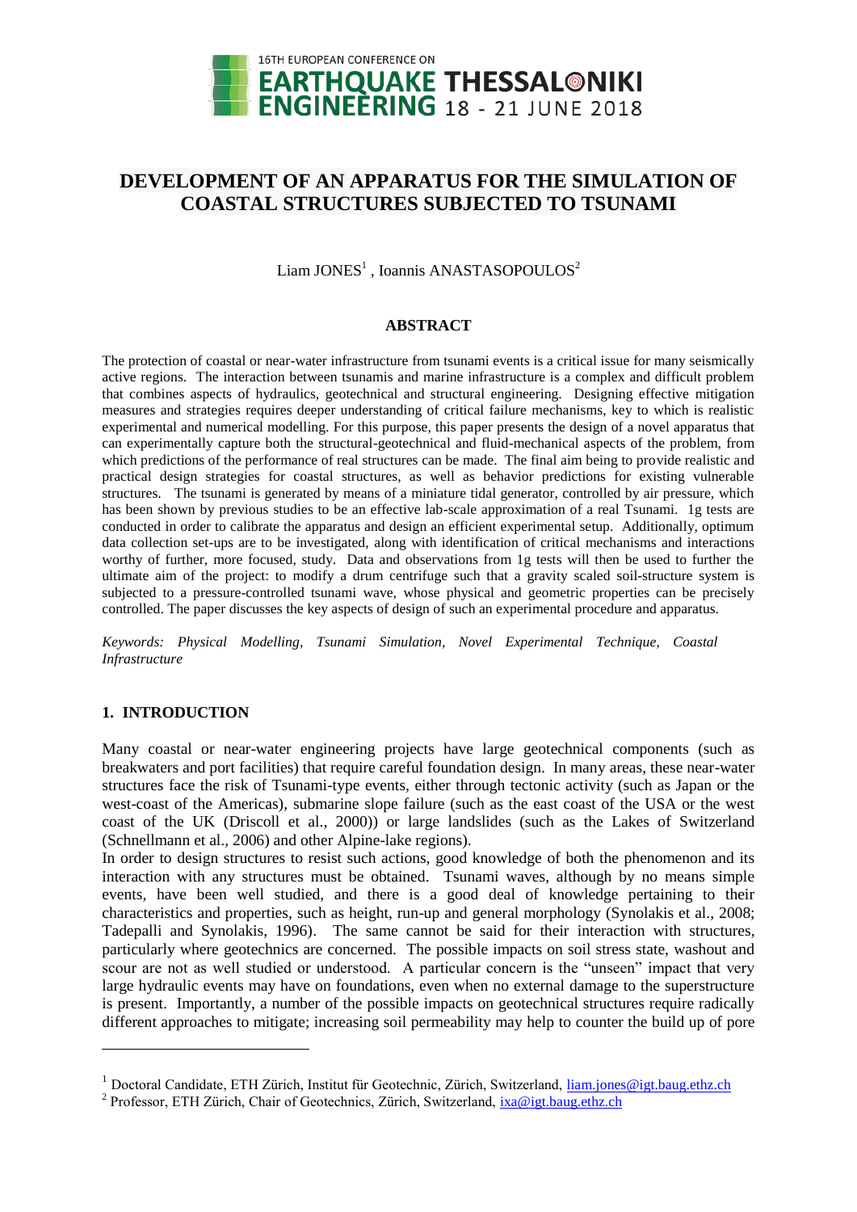# DEVELOPMENT OF AN APPARATUS FOR THE SIMULATION OF COASTAL STRUCTURES SUBJECTED TO TSUNAMI

Liam JONES[1] , Ioannis ANASTASOPOULOS[2]

## ABSTRACT

The protection of coastal or near-water infrastructure from tsunami events is a critical issue for many seismically active regions. The interaction between tsunamis and marine infrastructure is a complex and difficult problem that combines aspects of hydraulics, geotechnical and structural engineering. Designing effective mitigation measures and strategies requires deeper understanding of critical failure mechanisms, key to which is realistic experimental and numerical modelling. For this purpose, this paper presents the design of a novel apparatus that can experimentally capture both the structural-geotechnical and fluid-mechanical aspects of the problem, from which predictions of the performance of real structures can be made. The final aim being to provide realistic and practical design strategies for coastal structures, as well as behavior predictions for existing vulnerable structures. The tsunami is generated by means of a miniature tidal generator, controlled by air pressure, which has been shown by previous studies to be an effective lab-scale approximation of a real Tsunami. 1g tests are conducted in order to calibrate the apparatus and design an efficient experimental setup. Additionally, optimum data collection set-ups are to be investigated, along with identification of critical mechanisms and interactions worthy of further, more focused, study. Data and observations from 1g tests will then be used to further the ultimate aim of the project: to modify a drum centrifuge such that a gravity scaled soil-structure system is subjected to a pressure-controlled tsunami wave, whose physical and geometric properties can be precisely controlled. The paper discusses the key aspects of design of such an experimental procedure and apparatus.

*Keywords: Physical Modelling, Tsunami Simulation, Novel Experimental Technique, Coastal Infrastructure*

## 1. INTRODUCTION

Many coastal or near-water engineering projects have large geotechnical components (such as breakwaters and port facilities) that require careful foundation design. In many areas, these near-water structures face the risk of Tsunami-type events, either through tectonic activity (such as Japan or the west-coast of the Americas), submarine slope failure (such as the east coast of the USA or the west coast of the UK (Driscoll et al., 2000)) or large landslides (such as the Lakes of Switzerland (Schnellmann et al., 2006) and other Alpine-lake regions).

In order to design structures to resist such actions, good knowledge of both the phenomenon and its interaction with any structures must be obtained. Tsunami waves, although by no means simple events, have been well studied, and there is a good deal of knowledge pertaining to their characteristics and properties, such as height, run-up and general morphology (Synolakis et al., 2008; Tadepalli and Synolakis, 1996). The same cannot be said for their interaction with structures, particularly where geotechnics are concerned. The possible impacts on soil stress state, washout and scour are not as well studied or understood. A particular concern is the "unseen" impact that very large hydraulic events may have on foundations, even when no external damage to the superstructure is present. Importantly, a number of the possible impacts on geotechnical structures require radically different approaches to mitigate; increasing soil permeability may help to counter the build up of pore

[1] Doctoral Candidate, ETH Zürich, Institut für Geotechnic, Zürich, Switzerland, liam.jones@igt.baug.ethz.ch

[2] Professor, ETH Zürich, Chair of Geotechnics, Zürich, Switzerland, ixa@igt.baug.ethz.ch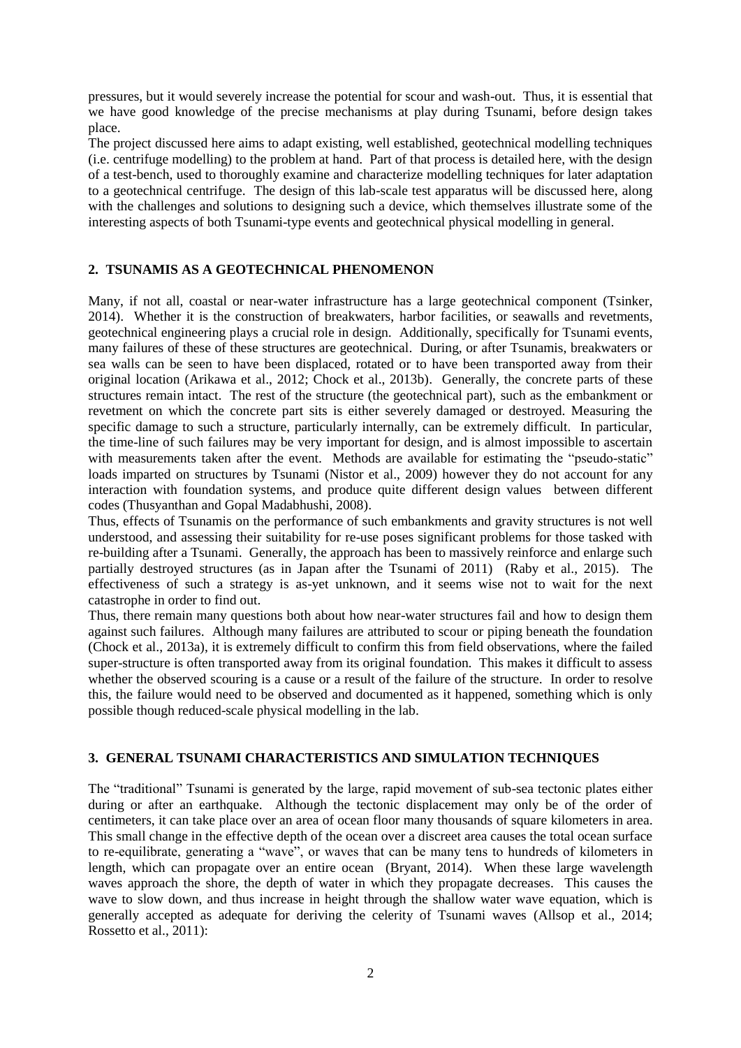pressures, but it would severely increase the potential for scour and wash-out. Thus, it is essential that we have good knowledge of the precise mechanisms at play during Tsunami, before design takes place.

The project discussed here aims to adapt existing, well established, geotechnical modelling techniques (i.e. centrifuge modelling) to the problem at hand. Part of that process is detailed here, with the design of a test-bench, used to thoroughly examine and characterize modelling techniques for later adaptation to a geotechnical centrifuge. The design of this lab-scale test apparatus will be discussed here, along with the challenges and solutions to designing such a device, which themselves illustrate some of the interesting aspects of both Tsunami-type events and geotechnical physical modelling in general.

## 2. TSUNAMIS AS A GEOTECHNICAL PHENOMENON

Many, if not all, coastal or near-water infrastructure has a large geotechnical component (Tsinker, 2014). Whether it is the construction of breakwaters, harbor facilities, or seawalls and revetments, geotechnical engineering plays a crucial role in design. Additionally, specifically for Tsunami events, many failures are of these of these structures are geotechnical. During, or after Tsunamis, breakwaters or sea walls can be seen to have been displaced, rotated or to have been transported away from their original location (Arikawa et al., 2012; Chock et al., 2013b). Generally, the concrete parts of these structures remain intact. The rest of the structure (the geotechnical part), such as the embankment or revetment on which the concrete part sits is either severely damaged or destroyed. Measuring the specific damage to such a structure, particularly internally, can be extremely difficult. In particular, the time-line of such failures may be very important for design, and is almost impossible to ascertain with measurements taken after the event. Methods are available for estimating the "pseudo-static" loads imparted on structures by Tsunami (Nistor et al., 2009) however they do not account for any interaction with foundation systems, and produce quite different design values between different codes (Thusyanthan and Gopal Madabhushi, 2008).

Thus, effects of Tsunamis on the performance of such embankments and gravity structures is not well understood, and assessing their suitability for re-use poses significant problems for those tasked with re-building after a Tsunami. Generally, the approach has been to massively reinforce and enlarge such partially destroyed structures (as in Japan after the Tsunami of 2011) (Raby et al., 2015). The effectiveness of such a strategy is as-yet unknown, and it seems wise not to wait for the next catastrophe in order to find out.

Thus, there remain many questions both about how near-water structures fail and how to design them against such failures. Although many failures are attributed to scour or piping beneath the foundation (Chock et al., 2013a), it is extremely difficult to confirm this from field observations, where the failed super-structure is often transported away from its original foundation. This makes it difficult to assess whether the observed scouring is a cause or a result of the failure of the structure. In order to resolve this, the failure would need to be observed and documented as it happened, something which is only possible though reduced-scale physical modelling in the lab.

## 3. GENERAL TSUNAMI CHARACTERISTICS AND SIMULATION TECHNIQUES

The "traditional" Tsunami is generated by the large, rapid movement of sub-sea tectonic plates either during or after an earthquake. Although the tectonic displacement may only be of the order of centimeters, it can take place over an area of ocean floor many thousands of square kilometers in area. This small change in the effective depth of the ocean over a discreet area causes the total ocean surface to re-equilibrate, generating a "wave", or waves that can be many tens to hundreds of kilometers in length, which can propagate over an entire ocean (Bryant, 2014). When these large wavelength waves approach the shore, the depth of water in which they propagate decreases. This causes the wave to slow down, and thus increase in height through the shallow water wave equation, which is generally accepted as adequate for deriving the celerity of Tsunami waves (Allsop et al., 2014; Rossetto et al., 2011):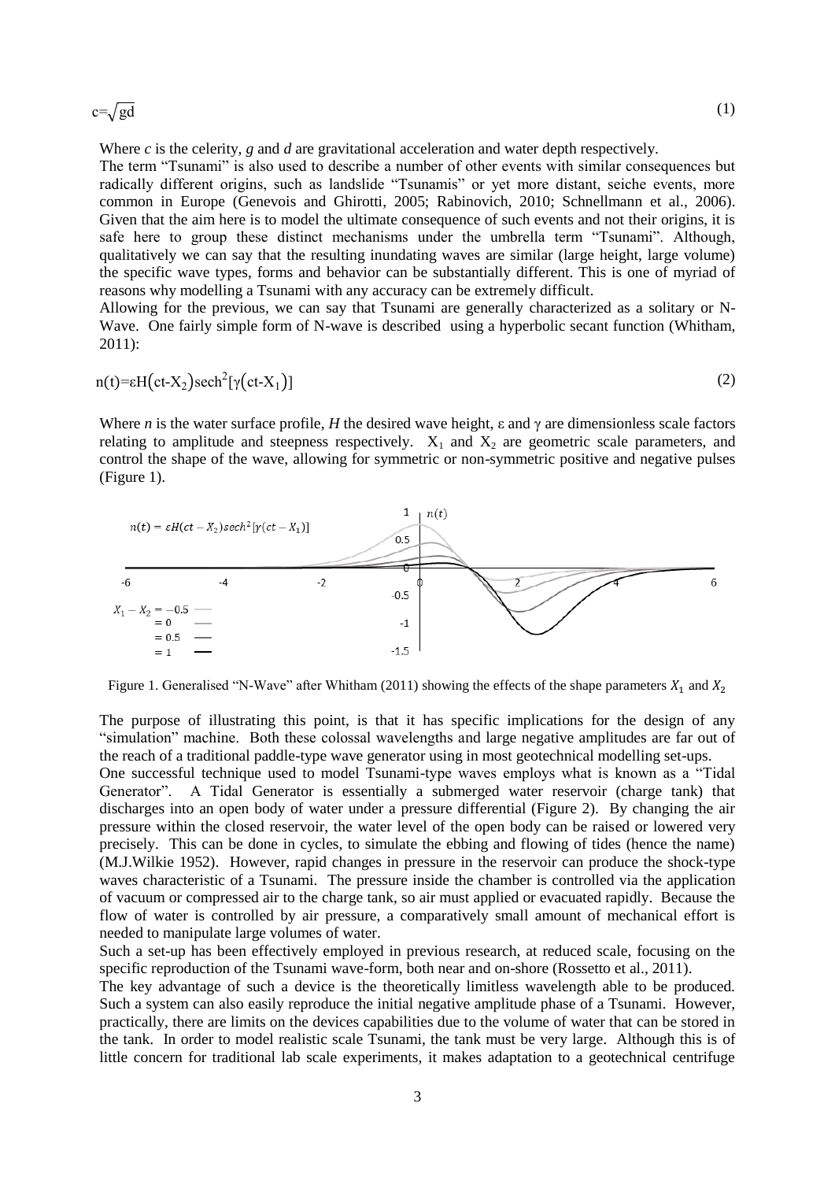$$c=\sqrt{gd} \tag{1}$$

Where *c* is the celerity, *g* and *d* are gravitational acceleration and water depth respectively.

The term "Tsunami" is also used to describe a number of other events with similar consequences but radically different origins, such as landslide "Tsunamis" or yet more distant, seiche events, more common in Europe (Genevois and Ghirotti, 2005; Rabinovich, 2010; Schnellmann et al., 2006). Given that the aim here is to model the ultimate consequence of such events and not their origins, it is safe here to group these distinct mechanisms under the umbrella term "Tsunami". Although, qualitatively we can say that the resulting inundating waves are similar (large height, large volume) the specific wave types, forms and behavior can be substantially different. This is one of myriad of reasons why modelling a Tsunami with any accuracy can be extremely difficult.

Allowing for the previous, we can say that Tsunami are generally characterized as a solitary or N-Wave. One fairly simple form of N-wave is described using a hyperbolic secant function (Whitham, 2011):

$$n(t)=\varepsilon H(ct-X_2)\mathrm{sech}^2[\gamma(ct-X_1)] \tag{2}$$

Where *n* is the water surface profile, *H* the desired wave height, ε and γ are dimensionless scale factors relating to amplitude and steepness respectively. $X_1$ and $X_2$ are geometric scale parameters, and control the shape of the wave, allowing for symmetric or non-symmetric positive and negative pulses (Figure 1).

$n(t) = \varepsilon H(ct - X_2)sech^2[\gamma(ct - X_1)]$

$n(t)$

1
0.5
0
-0.5
-1
-1.5

-6 -4 -2 0 2 4 6

$X_1 - X_2 = -0.5$
$= 0$
$= 0.5$
$= 1$

Figure 1. Generalised "N-Wave" after Whitham (2011) showing the effects of the shape parameters $X_1$ and $X_2$

The purpose of illustrating this point, is that it has specific implications for the design of any "simulation" machine. Both these colossal wavelengths and large negative amplitudes are far out of the reach of a traditional paddle-type wave generator using in most geotechnical modelling set-ups.

One successful technique used to model Tsunami-type waves employs what is known as a "Tidal Generator". A Tidal Generator is essentially a submerged water reservoir (charge tank) that discharges into an open body of water under a pressure differential (Figure 2). By changing the air pressure within the closed reservoir, the water level of the open body can be raised or lowered very precisely. This can be done in cycles, to simulate the ebbing and flowing of tides (hence the name) (M.J.Wilkie 1952). However, rapid changes in pressure in the reservoir can produce the shock-type waves characteristic of a Tsunami. The pressure inside the chamber is controlled via the application of vacuum or compressed air to the charge tank, so air must applied or evacuated rapidly. Because the flow of water is controlled by air pressure, a comparatively small amount of mechanical effort is needed to manipulate large volumes of water.

Such a set-up has been effectively employed in previous research, at reduced scale, focusing on the specific reproduction of the Tsunami wave-form, both near and on-shore (Rossetto et al., 2011).

The key advantage of such a device is the theoretically limitless wavelength able to be produced. Such a system can also easily reproduce the initial negative amplitude phase of a Tsunami. However, practically, there are limits on the devices capabilities due to the volume of water that can be stored in the tank. In order to model realistic scale Tsunami, the tank must be very large. Although this is of little concern for traditional lab scale experiments, it makes adaptation to a geotechnical centrifuge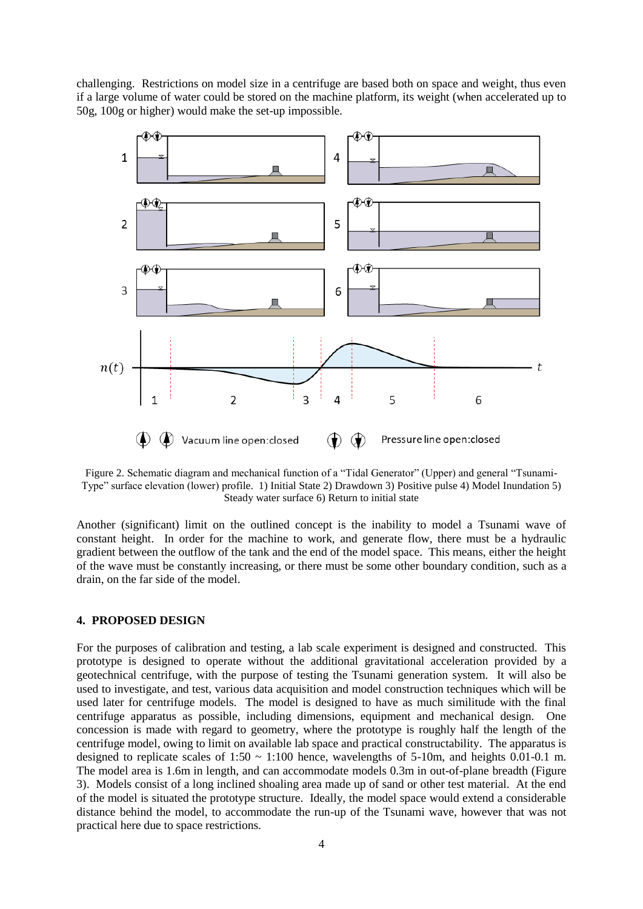challenging. Restrictions on model size in a centrifuge are based both on space and weight, thus even if a large volume of water could be stored on the machine platform, its weight (when accelerated up to 50g, 100g or higher) would make the set-up impossible.

1
2
3
4
5
6
$n(t)$
$t$
1 2 3 4 5 6
Vacuum line open:closed
Pressure line open:closed

Figure 2. Schematic diagram and mechanical function of a "Tidal Generator" (Upper) and general "Tsunami-Type" surface elevation (lower) profile. 1) Initial State 2) Drawdown 3) Positive pulse 4) Model Inundation 5) Steady water surface 6) Return to initial state

Another (significant) limit on the outlined concept is the inability to model a Tsunami wave of constant height. In order for the machine to work, and generate flow, there must be a hydraulic gradient between the outflow of the tank and the end of the model space. This means, either the height of the wave must be constantly increasing, or there must be some other boundary condition, such as a drain, on the far side of the model.

## 4. PROPOSED DESIGN

For the purposes of calibration and testing, a lab scale experiment is designed and constructed. This prototype is designed to operate without the additional gravitational acceleration provided by a geotechnical centrifuge, with the purpose of testing the Tsunami generation system. It will also be used to investigate, and test, various data acquisition and model construction techniques which will be used later for centrifuge models. The model is designed to have as much similitude with the final centrifuge apparatus as possible, including dimensions, equipment and mechanical design. One concession is made with regard to geometry, where the prototype is roughly half the length of the centrifuge model, owing to limit on available lab space and practical constructability. The apparatus is designed to replicate scales of 1:50 ~ 1:100 hence, wavelengths of 5-10m, and heights 0.01-0.1 m. The model area is 1.6m in length, and can accommodate models 0.3m in out-of-plane breadth (Figure 3). Models consist of a long inclined shoaling area made up of sand or other test material. At the end of the model is situated the prototype structure. Ideally, the model space would extend a considerable distance behind the model, to accommodate the run-up of the Tsunami wave, however that was not practical here due to space restrictions.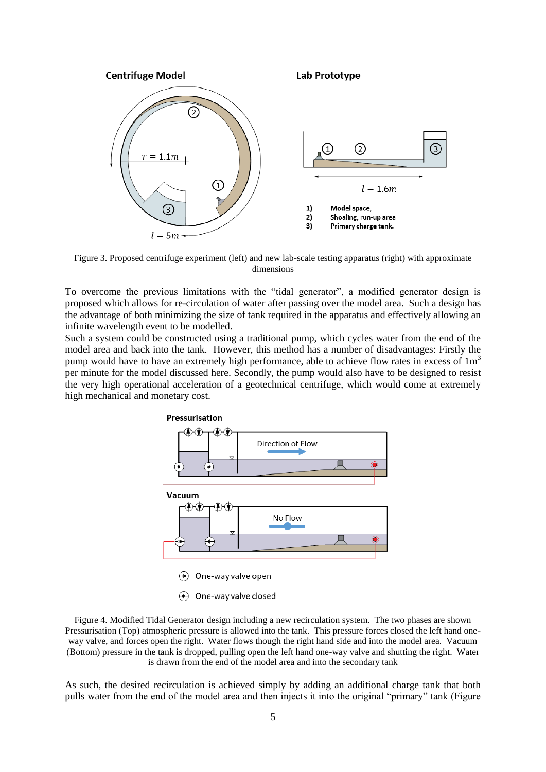Centrifuge Model

$r = 1.1m$

$l = 5m$

Lab Prototype

$l = 1.6m$

1) Model space,
2) Shoaling, run-up area
3) Primary charge tank.

Figure 3. Proposed centrifuge experiment (left) and new lab-scale testing apparatus (right) with approximate dimensions

To overcome the previous limitations with the "tidal generator", a modified generator design is proposed which allows for re-circulation of water after passing over the model area. Such a design has the advantage of both minimizing the size of tank required in the apparatus and effectively allowing an infinite wavelength event to be modelled.

Such a system could be constructed using a traditional pump, which cycles water from the end of the model area and back into the tank. However, this method has a number of disadvantages: Firstly the pump would have to have an extremely high performance, able to achieve flow rates in excess of $1m^3$ per minute for the model discussed here. Secondly, the pump would also have to be designed to resist the very high operational acceleration of a geotechnical centrifuge, which would come at extremely high mechanical and monetary cost.

Pressurisation

Direction of Flow

Vacuum

No Flow

One-way valve open

One-way valve closed

Figure 4. Modified Tidal Generator design including a new recirculation system. The two phases are shown Pressurisation (Top) atmospheric pressure is allowed into the tank. This pressure forces closed the left hand one-way valve, and forces open the right. Water flows though the right hand side and into the model area. Vacuum (Bottom) pressure in the tank is dropped, pulling open the left hand one-way valve and shutting the right. Water is drawn from the end of the model area and into the secondary tank

As such, the desired recirculation is achieved simply by adding an additional charge tank that both pulls water from the end of the model area and then injects it into the original "primary" tank (Figure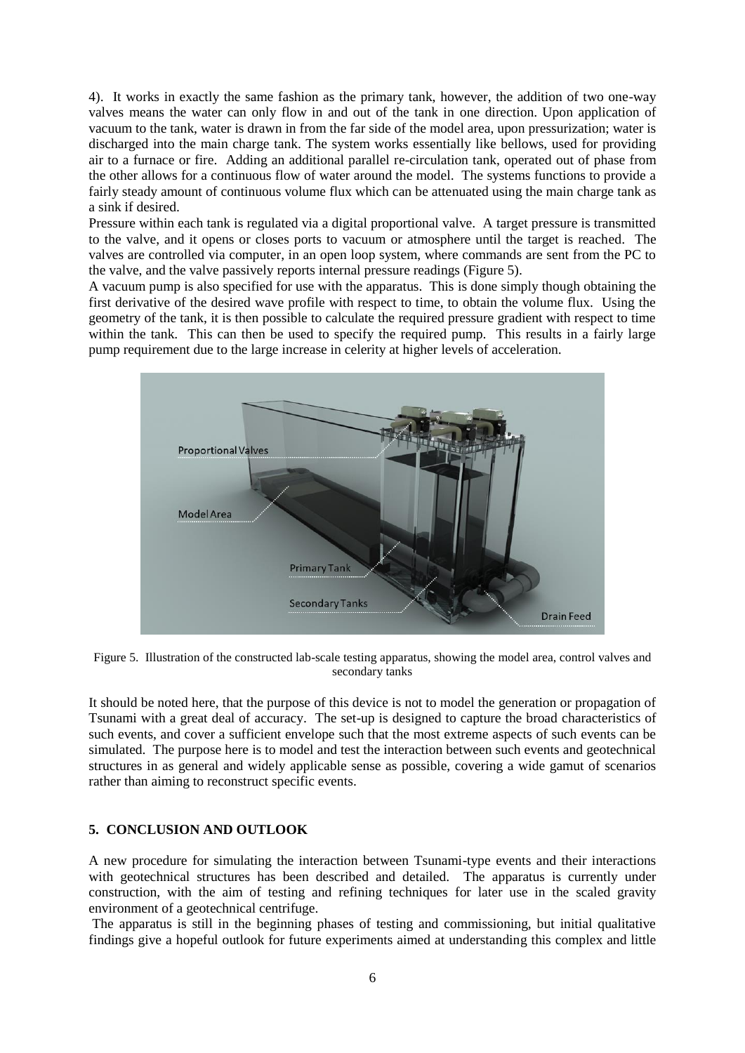4). It works in exactly the same fashion as the primary tank, however, the addition of two one-way valves means the water can only flow in and out of the tank in one direction. Upon application of vacuum to the tank, water is drawn in from the far side of the model area, upon pressurization; water is discharged into the main charge tank. The system works essentially like bellows, used for providing air to a furnace or fire. Adding an additional parallel re-circulation tank, operated out of phase from the other allows for a continuous flow of water around the model. The systems functions to provide a fairly steady amount of continuous volume flux which can be attenuated using the main charge tank as a sink if desired.

Pressure within each tank is regulated via a digital proportional valve. A target pressure is transmitted to the valve, and it opens or closes ports to vacuum or atmosphere until the target is reached. The valves are controlled via computer, in an open loop system, where commands are sent from the PC to the valve, and the valve passively reports internal pressure readings (Figure 5).

A vacuum pump is also specified for use with the apparatus. This is done simply though obtaining the first derivative of the desired wave profile with respect to time, to obtain the volume flux. Using the geometry of the tank, it is then possible to calculate the required pressure gradient with respect to time within the tank. This can then be used to specify the required pump. This results in a fairly large pump requirement due to the large increase in celerity at higher levels of acceleration.

Proportional Valves
Model Area
Primary Tank
Secondary Tanks
Drain Feed

Figure 5. Illustration of the constructed lab-scale testing apparatus, showing the model area, control valves and secondary tanks

It should be noted here, that the purpose of this device is not to model the generation or propagation of Tsunami with a great deal of accuracy. The set-up is designed to capture the broad characteristics of such events, and cover a sufficient envelope such that the most extreme aspects of such events can be simulated. The purpose here is to model and test the interaction between such events and geotechnical structures in as general and widely applicable sense as possible, covering a wide gamut of scenarios rather than aiming to reconstruct specific events.

## 5. CONCLUSION AND OUTLOOK

A new procedure for simulating the interaction between Tsunami-type events and their interactions with geotechnical structures has been described and detailed. The apparatus is currently under construction, with the aim of testing and refining techniques for later use in the scaled gravity environment of a geotechnical centrifuge.

The apparatus is still in the beginning phases of testing and commissioning, but initial qualitative findings give a hopeful outlook for future experiments aimed at understanding this complex and little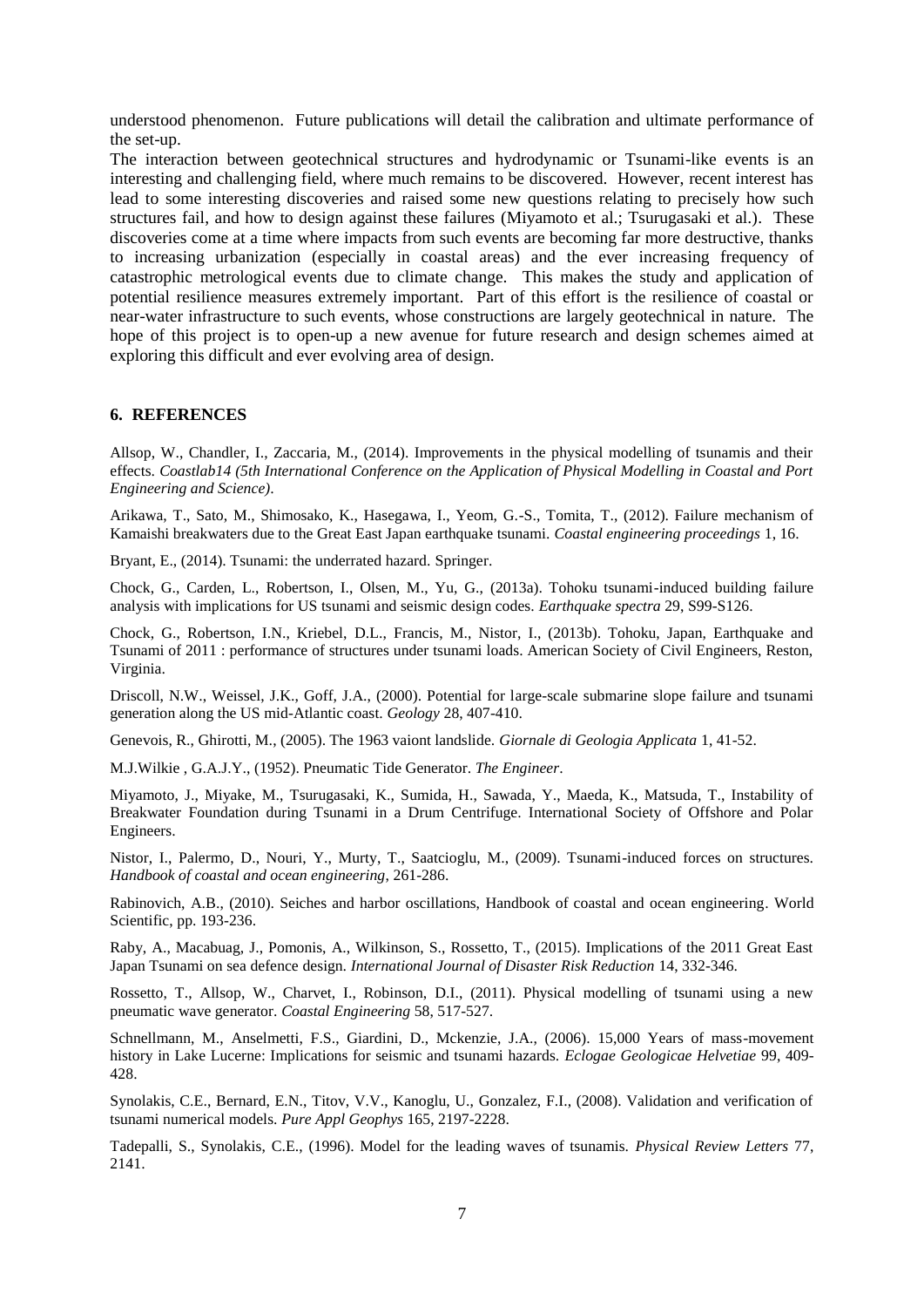understood phenomenon. Future publications will detail the calibration and ultimate performance of the set-up.

The interaction between geotechnical structures and hydrodynamic or Tsunami-like events is an interesting and challenging field, where much remains to be discovered. However, recent interest has lead to some interesting discoveries and raised some new questions relating to precisely how such structures fail, and how to design against these failures (Miyamoto et al.; Tsurugasaki et al.). These discoveries come at a time where impacts from such events are becoming far more destructive, thanks to increasing urbanization (especially in coastal areas) and the ever increasing frequency of catastrophic metrological events due to climate change. This makes the study and application of potential resilience measures extremely important. Part of this effort is the resilience of coastal or near-water infrastructure to such events, whose constructions are largely geotechnical in nature. The hope of this project is to open-up a new avenue for future research and design schemes aimed at exploring this difficult and ever evolving area of design.

## 6. REFERENCES

Allsop, W., Chandler, I., Zaccaria, M., (2014). Improvements in the physical modelling of tsunamis and their effects. *Coastlab14 (5th International Conference on the Application of Physical Modelling in Coastal and Port Engineering and Science)*.

Arikawa, T., Sato, M., Shimosako, K., Hasegawa, I., Yeom, G.-S., Tomita, T., (2012). Failure mechanism of Kamaishi breakwaters due to the Great East Japan earthquake tsunami. *Coastal engineering proceedings* 1, 16.

Bryant, E., (2014). Tsunami: the underrated hazard. Springer.

Chock, G., Carden, L., Robertson, I., Olsen, M., Yu, G., (2013a). Tohoku tsunami-induced building failure analysis with implications for US tsunami and seismic design codes. *Earthquake spectra* 29, S99-S126.

Chock, G., Robertson, I.N., Kriebel, D.L., Francis, M., Nistor, I., (2013b). Tohoku, Japan, Earthquake and Tsunami of 2011 : performance of structures under tsunami loads. American Society of Civil Engineers, Reston, Virginia.

Driscoll, N.W., Weissel, J.K., Goff, J.A., (2000). Potential for large-scale submarine slope failure and tsunami generation along the US mid-Atlantic coast. *Geology* 28, 407-410.

Genevois, R., Ghirotti, M., (2005). The 1963 vaiont landslide. *Giornale di Geologia Applicata* 1, 41-52.

M.J.Wilkie , G.A.J.Y., (1952). Pneumatic Tide Generator. *The Engineer*.

Miyamoto, J., Miyake, M., Tsurugasaki, K., Sumida, H., Sawada, Y., Maeda, K., Matsuda, T., Instability of Breakwater Foundation during Tsunami in a Drum Centrifuge. International Society of Offshore and Polar Engineers.

Nistor, I., Palermo, D., Nouri, Y., Murty, T., Saatcioglu, M., (2009). Tsunami-induced forces on structures. *Handbook of coastal and ocean engineering*, 261-286.

Rabinovich, A.B., (2010). Seiches and harbor oscillations, Handbook of coastal and ocean engineering. World Scientific, pp. 193-236.

Raby, A., Macabuag, J., Pomonis, A., Wilkinson, S., Rossetto, T., (2015). Implications of the 2011 Great East Japan Tsunami on sea defence design. *International Journal of Disaster Risk Reduction* 14, 332-346.

Rossetto, T., Allsop, W., Charvet, I., Robinson, D.I., (2011). Physical modelling of tsunami using a new pneumatic wave generator. *Coastal Engineering* 58, 517-527.

Schnellmann, M., Anselmetti, F.S., Giardini, D., Mckenzie, J.A., (2006). 15,000 Years of mass-movement history in Lake Lucerne: Implications for seismic and tsunami hazards. *Eclogae Geologicae Helvetiae* 99, 409-428.

Synolakis, C.E., Bernard, E.N., Titov, V.V., Kanoglu, U., Gonzalez, F.I., (2008). Validation and verification of tsunami numerical models. *Pure Appl Geophys* 165, 2197-2228.

Tadepalli, S., Synolakis, C.E., (1996). Model for the leading waves of tsunamis. *Physical Review Letters* 77, 2141.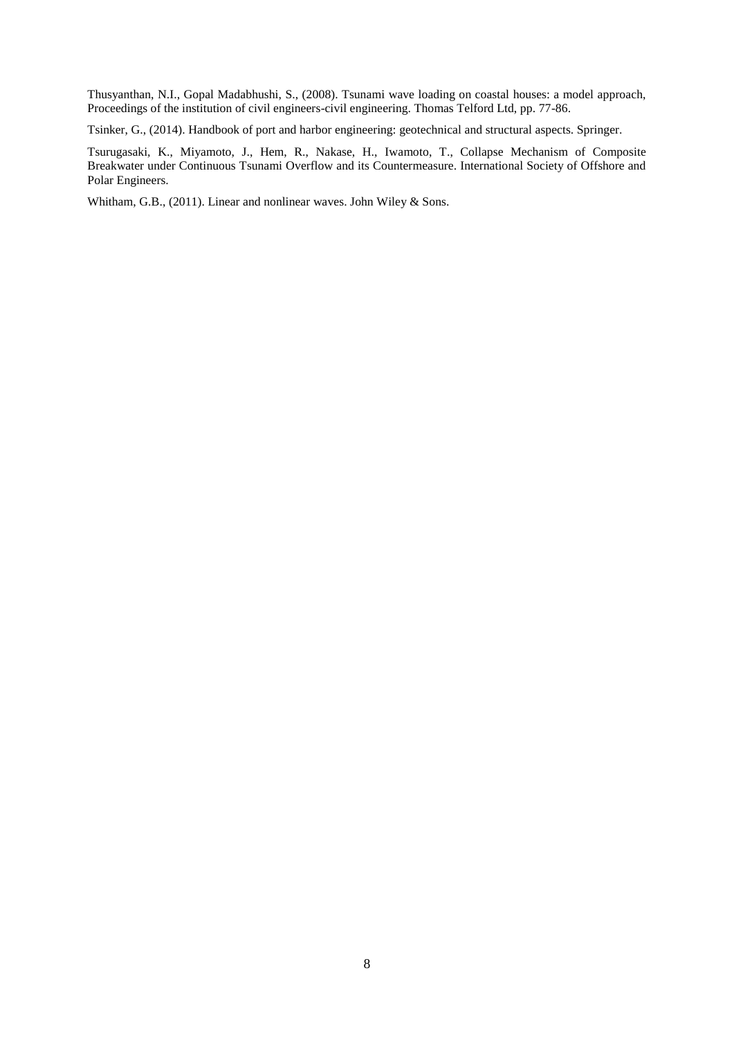Thusyanthan, N.I., Gopal Madabhushi, S., (2008). Tsunami wave loading on coastal houses: a model approach, Proceedings of the institution of civil engineers-civil engineering. Thomas Telford Ltd, pp. 77-86.

Tsinker, G., (2014). Handbook of port and harbor engineering: geotechnical and structural aspects. Springer.

Tsurugasaki, K., Miyamoto, J., Hem, R., Nakase, H., Iwamoto, T., Collapse Mechanism of Composite Breakwater under Continuous Tsunami Overflow and its Countermeasure. International Society of Offshore and Polar Engineers.

Whitham, G.B., (2011). Linear and nonlinear waves. John Wiley & Sons.